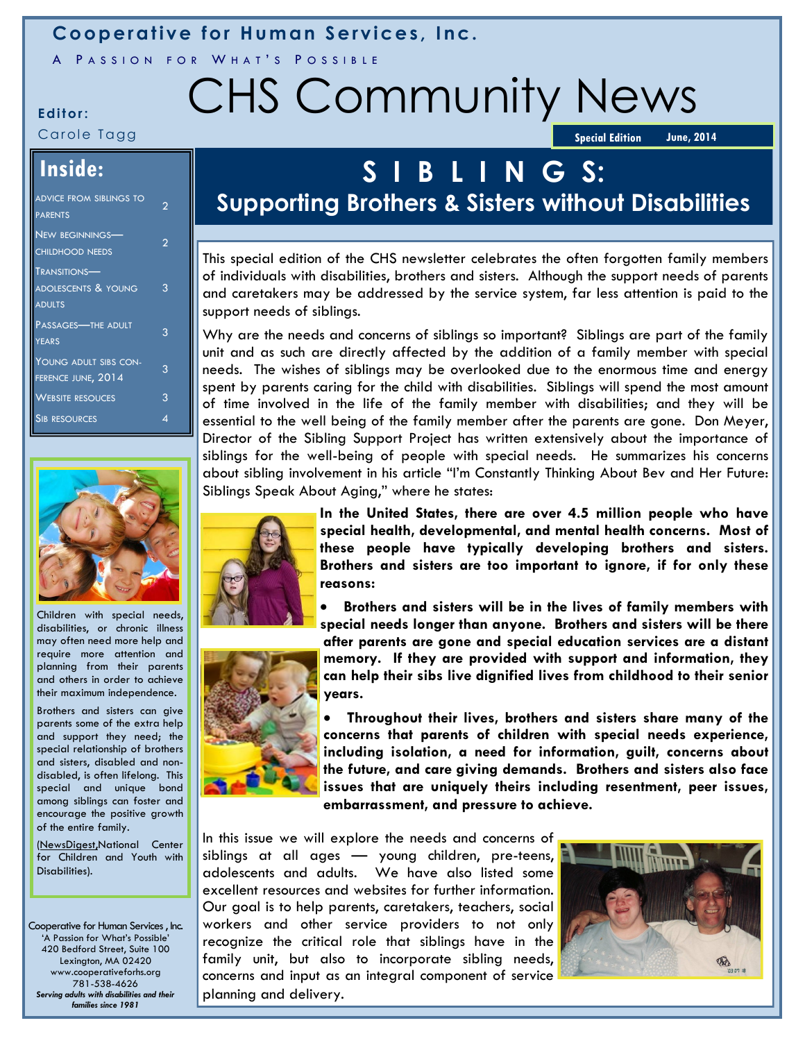**Cooperative for Human Services, Inc.**

A Passion for What's Possible

# CHS Community News

**Editor:**
Carole Tagg

**Special Edition** **June, 2014**

## Inside:

| | |
|---|---|
| Advice from Siblings to Parents | 2 |
| New Beginnings—Childhood Needs | 2 |
| Transitions—Adolescents & Young Adults | 3 |
| Passages—The Adult Years | 3 |
| Young Adult Sibs Conference June, 2014 | 3 |
| Website Resouces | 3 |
| Sib Resources | 4 |

Children with special needs, disabilities, or chronic illness may often need more help and require more attention and planning from their parents and others in order to achieve their maximum independence.

Brothers and sisters can give parents some of the extra help and support they need; the special relationship of brothers and sisters, disabled and non-disabled, is often lifelong. This special and unique bond among siblings can foster and encourage the positive growth of the entire family.

(NewsDigest,National Center for Children and Youth with Disabilities).

Cooperative for Human Services , Inc.
'A Passion for What's Possible'
420 Bedford Street, Suite 100
Lexington, MA 02420
www.cooperativeforhs.org
781-538-4626
***Serving adults with disabilities and their families since 1981***

# S I B L I N G S:
## Supporting Brothers & Sisters without Disabilities

This special edition of the CHS newsletter celebrates the often forgotten family members of individuals with disabilities, brothers and sisters. Although the support needs of parents and caretakers may be addressed by the service system, far less attention is paid to the support needs of siblings.

Why are the needs and concerns of siblings so important? Siblings are part of the family unit and as such are directly affected by the addition of a family member with special needs. The wishes of siblings may be overlooked due to the enormous time and energy spent by parents caring for the child with disabilities. Siblings will spend the most amount of time involved in the life of the family member with disabilities; and they will be essential to the well being of the family member after the parents are gone. Don Meyer, Director of the Sibling Support Project has written extensively about the importance of siblings for the well-being of people with special needs. He summarizes his concerns about sibling involvement in his article "I'm Constantly Thinking About Bev and Her Future: Siblings Speak About Aging," where he states:

**In the United States, there are over 4.5 million people who have special health, developmental, and mental health concerns. Most of these people have typically developing brothers and sisters. Brothers and sisters are too important to ignore, if for only these reasons:**

- **Brothers and sisters will be in the lives of family members with special needs longer than anyone. Brothers and sisters will be there after parents are gone and special education services are a distant memory. If they are provided with support and information, they can help their sibs live dignified lives from childhood to their senior years.**
- **Throughout their lives, brothers and sisters share many of the concerns that parents of children with special needs experience, including isolation, a need for information, guilt, concerns about the future, and care giving demands. Brothers and sisters also face issues that are uniquely theirs including resentment, peer issues, embarrassment, and pressure to achieve.**

In this issue we will explore the needs and concerns of siblings at all ages — young children, pre-teens, adolescents and adults. We have also listed some excellent resources and websites for further information. Our goal is to help parents, caretakers, teachers, social workers and other service providers to not only recognize the critical role that siblings have in the family unit, but also to incorporate sibling needs, concerns and input as an integral component of service planning and delivery.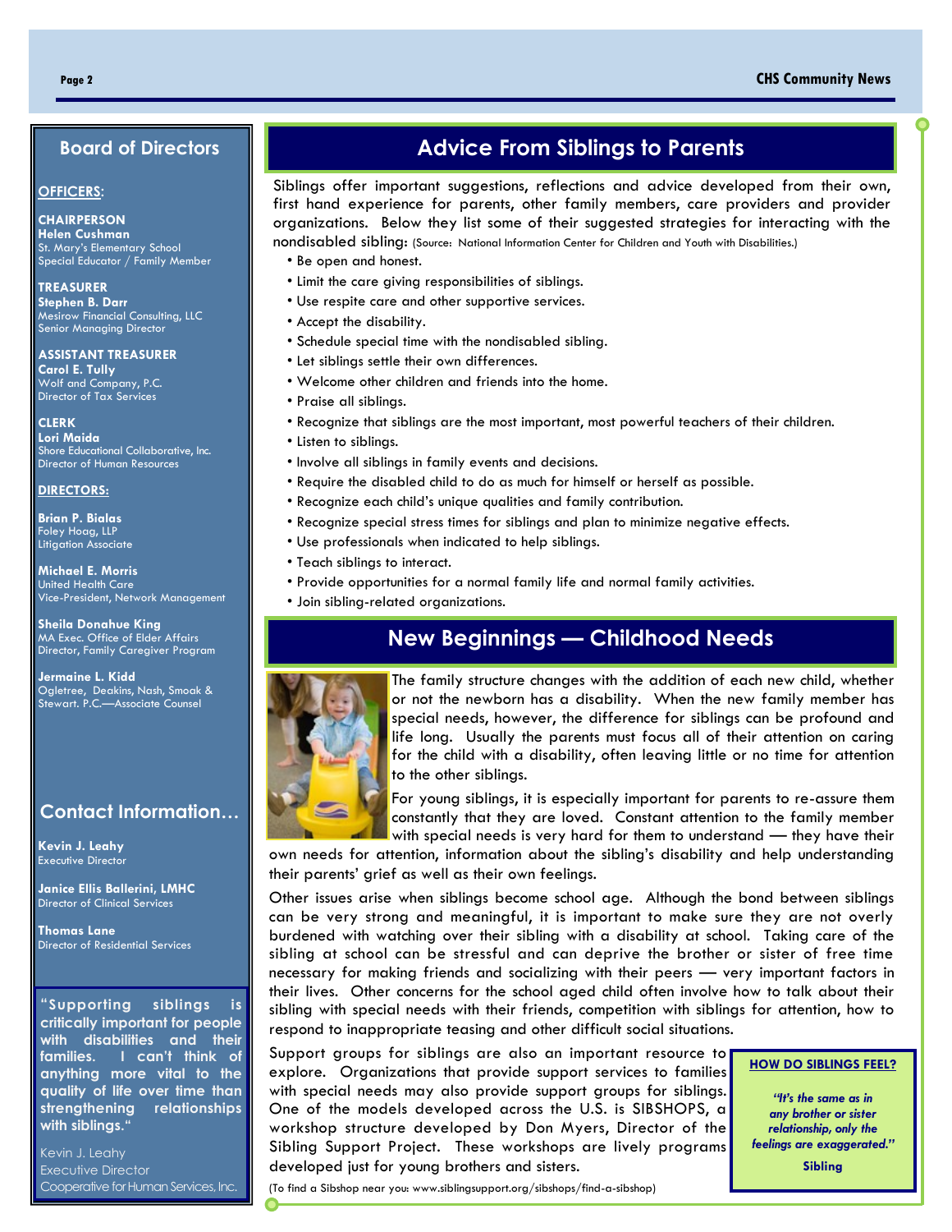## Board of Directors

**OFFICERS:**

**CHAIRPERSON**
**Helen Cushman**
St. Mary's Elementary School
Special Educator / Family Member

**TREASURER**
**Stephen B. Darr**
Mesirow Financial Consulting, LLC
Senior Managing Director

**ASSISTANT TREASURER**
**Carol E. Tully**
Wolf and Company, P.C.
Director of Tax Services

**CLERK**
**Lori Maida**
Shore Educational Collaborative, Inc.
Director of Human Resources

**DIRECTORS:**

**Brian P. Bialas**
Foley Hoag, LLP
Litigation Associate

**Michael E. Morris**
United Health Care
Vice-President, Network Management

**Sheila Donahue King**
MA Exec. Office of Elder Affairs
Director, Family Caregiver Program

**Jermaine L. Kidd**
Ogletree, Deakins, Nash, Smoak & Stewart. P.C.—Associate Counsel

## Contact Information…

**Kevin J. Leahy**
Executive Director

**Janice Ellis Ballerini, LMHC**
Director of Clinical Services

**Thomas Lane**
Director of Residential Services

**"Supporting siblings is critically important for people with disabilities and their families. I can't think of anything more vital to the quality of life over time than strengthening relationships with siblings."**

Kevin J. Leahy
Executive Director
Cooperative for Human Services, Inc.

## Advice From Siblings to Parents

Siblings offer important suggestions, reflections and advice developed from their own, first hand experience for parents, other family members, care providers and provider organizations. Below they list some of their suggested strategies for interacting with the nondisabled sibling: (Source: National Information Center for Children and Youth with Disabilities.)

- Be open and honest.
- Limit the care giving responsibilities of siblings.
- Use respite care and other supportive services.
- Accept the disability.
- Schedule special time with the nondisabled sibling.
- Let siblings settle their own differences.
- Welcome other children and friends into the home.
- Praise all siblings.
- Recognize that siblings are the most important, most powerful teachers of their children.
- Listen to siblings.
- Involve all siblings in family events and decisions.
- Require the disabled child to do as much for himself or herself as possible.
- Recognize each child's unique qualities and family contribution.
- Recognize special stress times for siblings and plan to minimize negative effects.
- Use professionals when indicated to help siblings.
- Teach siblings to interact.
- Provide opportunities for a normal family life and normal family activities.
- Join sibling-related organizations.

## New Beginnings — Childhood Needs

The family structure changes with the addition of each new child, whether or not the newborn has a disability. When the new family member has special needs, however, the difference for siblings can be profound and life long. Usually the parents must focus all of their attention on caring for the child with a disability, often leaving little or no time for attention to the other siblings.

For young siblings, it is especially important for parents to re-assure them constantly that they are loved. Constant attention to the family member with special needs is very hard for them to understand — they have their own needs for attention, information about the sibling's disability and help understanding their parents' grief as well as their own feelings.

Other issues arise when siblings become school age. Although the bond between siblings can be very strong and meaningful, it is important to make sure they are not overly burdened with watching over their sibling with a disability at school. Taking care of the sibling at school can be stressful and can deprive the brother or sister of free time necessary for making friends and socializing with their peers — very important factors in their lives. Other concerns for the school aged child often involve how to talk about their sibling with special needs with their friends, competition with siblings for attention, how to respond to inappropriate teasing and other difficult social situations.

Support groups for siblings are also an important resource to explore. Organizations that provide support services to families with special needs may also provide support groups for siblings. One of the models developed across the U.S. is SIBSHOPS, a workshop structure developed by Don Myers, Director of the Sibling Support Project. These workshops are lively programs developed just for young brothers and sisters.

(To find a Sibshop near you: www.siblingsupport.org/sibshops/find-a-sibshop)

**HOW DO SIBLINGS FEEL?**

***"It's the same as in any brother or sister relationship, only the feelings are exaggerated."***

**Sibling**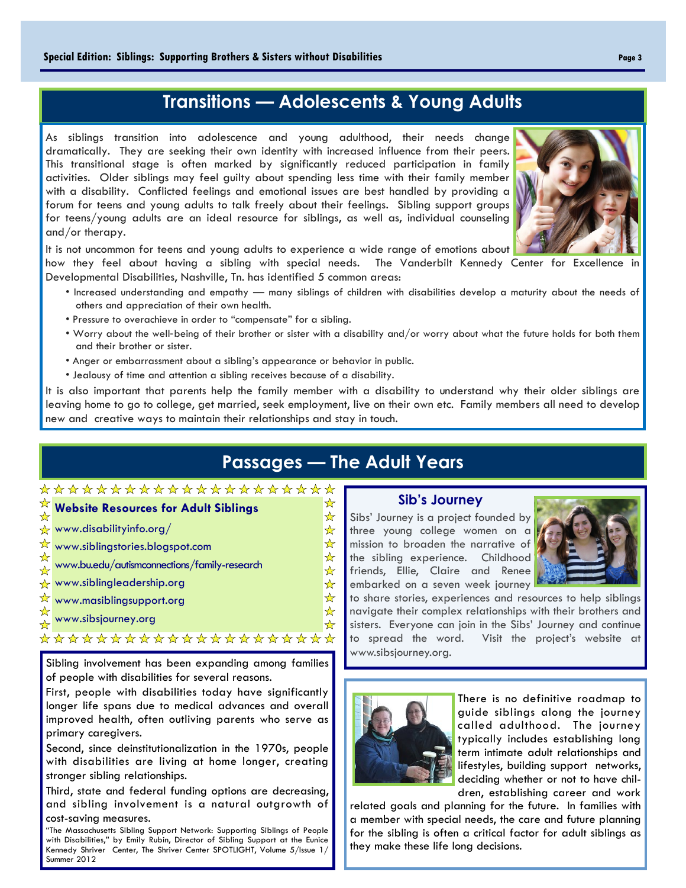## Transitions — Adolescents & Young Adults

As siblings transition into adolescence and young adulthood, their needs change dramatically. They are seeking their own identity with increased influence from their peers. This transitional stage is often marked by significantly reduced participation in family activities. Older siblings may feel guilty about spending less time with their family member with a disability. Conflicted feelings and emotional issues are best handled by providing a forum for teens and young adults to talk freely about their feelings. Sibling support groups for teens/young adults are an ideal resource for siblings, as well as, individual counseling and/or therapy.

It is not uncommon for teens and young adults to experience a wide range of emotions about how they feel about having a sibling with special needs. The Vanderbilt Kennedy Center for Excellence in Developmental Disabilities, Nashville, Tn. has identified 5 common areas:

- Increased understanding and empathy — many siblings of children with disabilities develop a maturity about the needs of others and appreciation of their own health.
- Pressure to overachieve in order to "compensate" for a sibling.
- Worry about the well-being of their brother or sister with a disability and/or worry about what the future holds for both them and their brother or sister.
- Anger or embarrassment about a sibling's appearance or behavior in public.
- Jealousy of time and attention a sibling receives because of a disability.

It is also important that parents help the family member with a disability to understand why their older siblings are leaving home to go to college, get married, seek employment, live on their own etc. Family members all need to develop new and creative ways to maintain their relationships and stay in touch.

## Passages — The Adult Years

### Website Resources for Adult Siblings

- www.disabilityinfo.org/
- www.siblingstories.blogspot.com
- www.bu.edu/autismconnections/family-research
- www.siblingleadership.org
- www.masiblingsupport.org
- www.sibsjourney.org

Sibling involvement has been expanding among families of people with disabilities for several reasons.

First, people with disabilities today have significantly longer life spans due to medical advances and overall improved health, often outliving parents who serve as primary caregivers.

Second, since deinstitutionalization in the 1970s, people with disabilities are living at home longer, creating stronger sibling relationships.

Third, state and federal funding options are decreasing, and sibling involvement is a natural outgrowth of cost-saving measures.

"The Massachusetts Sibling Support Network: Supporting Siblings of People with Disabilities," by Emily Rubin, Director of Sibling Support at the Eunice Kennedy Shriver Center, The Shriver Center SPOTLIGHT, Volume 5/Issue 1/ Summer 2012

### Sib's Journey

Sibs' Journey is a project founded by three young college women on a mission to broaden the narrative of the sibling experience. Childhood friends, Ellie, Claire and Renee embarked on a seven week journey to share stories, experiences and resources to help siblings navigate their complex relationships with their brothers and sisters. Everyone can join in the Sibs' Journey and continue to spread the word. Visit the project's website at www.sibsjourney.org.

There is no definitive roadmap to guide siblings along the journey called adulthood. The journey typically includes establishing long term intimate adult relationships and lifestyles, building support networks, deciding whether or not to have children, establishing career and work related goals and planning for the future. In families with a member with special needs, the care and future planning for the sibling is often a critical factor for adult siblings as they make these life long decisions.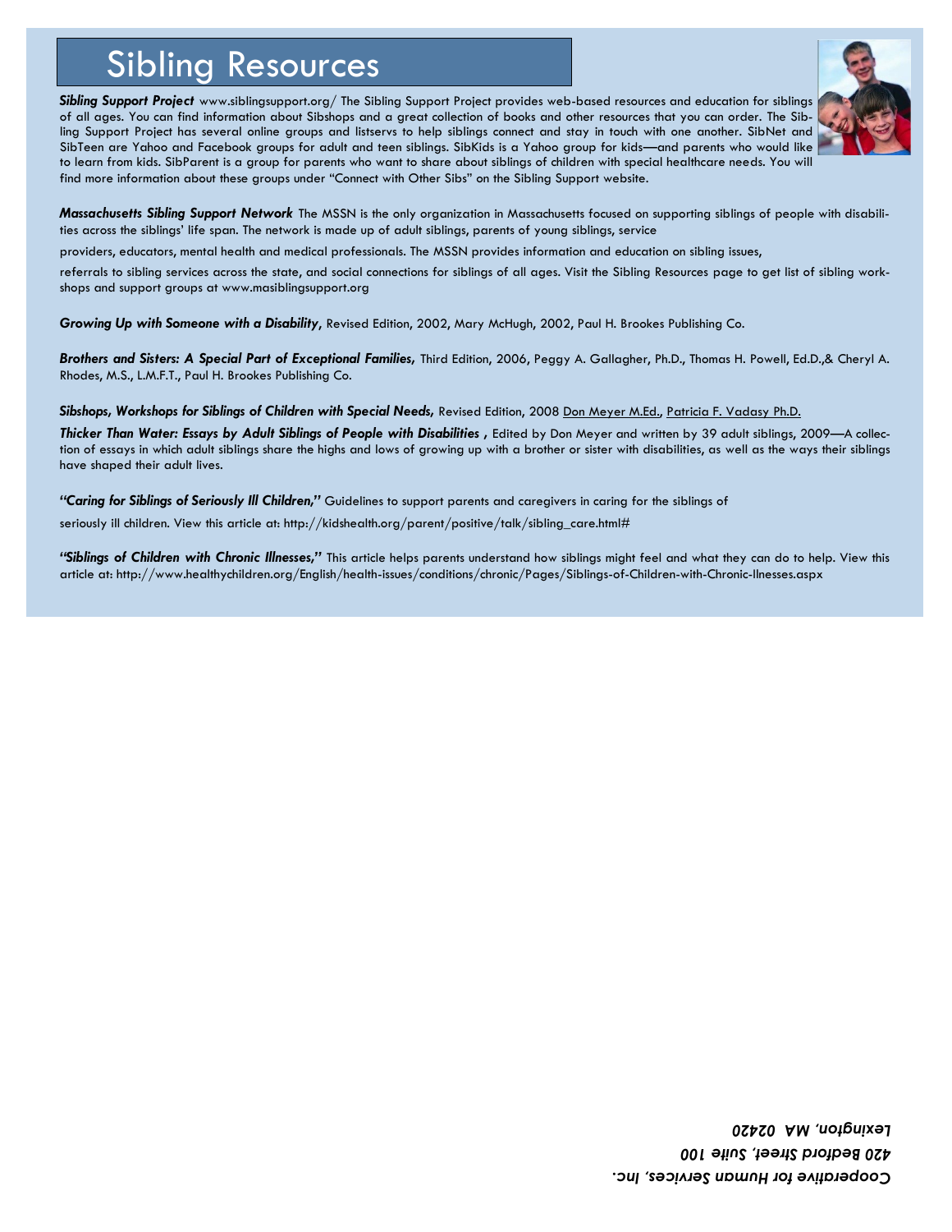# Sibling Resources

***Sibling Support Project*** www.siblingsupport.org/ The Sibling Support Project provides web-based resources and education for siblings of all ages. You can find information about Sibshops and a great collection of books and other resources that you can order. The Sibling Support Project has several online groups and listservs to help siblings connect and stay in touch with one another. SibNet and SibTeen are Yahoo and Facebook groups for adult and teen siblings. SibKids is a Yahoo group for kids—and parents who would like to learn from kids. SibParent is a group for parents who want to share about siblings of children with special healthcare needs. You will find more information about these groups under "Connect with Other Sibs" on the Sibling Support website.

***Massachusetts Sibling Support Network*** The MSSN is the only organization in Massachusetts focused on supporting siblings of people with disabilities across the siblings' life span. The network is made up of adult siblings, parents of young siblings, service providers, educators, mental health and medical professionals. The MSSN provides information and education on sibling issues, referrals to sibling services across the state, and social connections for siblings of all ages. Visit the Sibling Resources page to get list of sibling workshops and support groups at www.masiblingsupport.org

***Growing Up with Someone with a Disability***, Revised Edition, 2002, Mary McHugh, 2002, Paul H. Brookes Publishing Co.

***Brothers and Sisters: A Special Part of Exceptional Families,*** Third Edition, 2006, Peggy A. Gallagher, Ph.D., Thomas H. Powell, Ed.D.,& Cheryl A. Rhodes, M.S., L.M.F.T., Paul H. Brookes Publishing Co.

***Sibshops, Workshops for Siblings of Children with Special Needs,*** Revised Edition, 2008 Don Meyer M.Ed., Patricia F. Vadasy Ph.D.

***Thicker Than Water: Essays by Adult Siblings of People with Disabilities ,*** Edited by Don Meyer and written by 39 adult siblings, 2009—A collection of essays in which adult siblings share the highs and lows of growing up with a brother or sister with disabilities, as well as the ways their siblings have shaped their adult lives.

***"Caring for Siblings of Seriously Ill Children,"*** Guidelines to support parents and caregivers in caring for the siblings of seriously ill children. View this article at: http://kidshealth.org/parent/positive/talk/sibling_care.html#

***"Siblings of Children with Chronic Illnesses,"*** This article helps parents understand how siblings might feel and what they can do to help. View this article at: http://www.healthychildren.org/English/health-issues/conditions/chronic/Pages/Siblings-of-Children-with-Chronic-Ilnesses.aspx

***Cooperative for Human Services, Inc.***
***420 Bedford Street, Suite 100***
***Lexington, MA 02420***